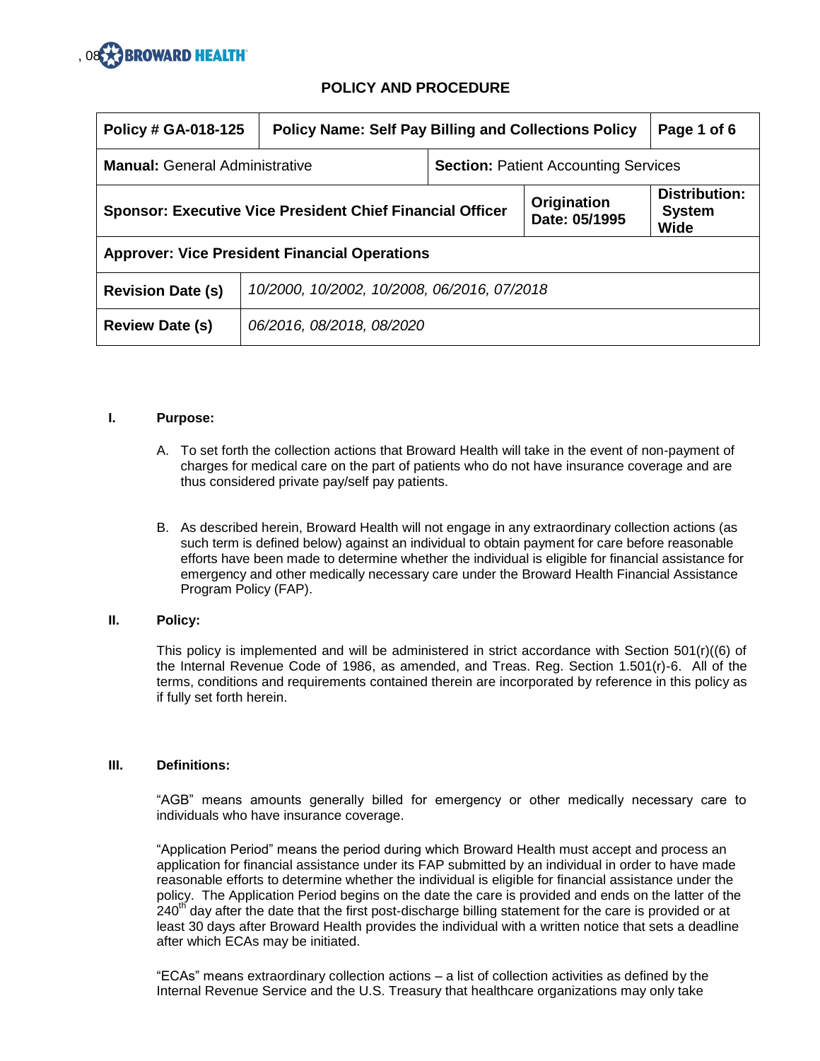## POLICY AND PROCEDURE

| Policy # GA-018-125 | Policy Name: Self Pay Billing and Collections Policy | | Page 1 of 6 |
|---|---|---|---|
| **Manual:** General Administrative | | **Section:** Patient Accounting Services | |
| **Sponsor: Executive Vice President Chief Financial Officer** | | **Origination Date: 05/1995** | **Distribution: System Wide** |
| **Approver: Vice President Financial Operations** | | | |
| **Revision Date (s)** | *10/2000, 10/2002, 10/2008, 06/2016, 07/2018* | | |
| **Review Date (s)** | *06/2016, 08/2018, 08/2020* | | |

### I. Purpose:

A. To set forth the collection actions that Broward Health will take in the event of non-payment of charges for medical care on the part of patients who do not have insurance coverage and are thus considered private pay/self pay patients.

B. As described herein, Broward Health will not engage in any extraordinary collection actions (as such term is defined below) against an individual to obtain payment for care before reasonable efforts have been made to determine whether the individual is eligible for financial assistance for emergency and other medically necessary care under the Broward Health Financial Assistance Program Policy (FAP).

### II. Policy:

This policy is implemented and will be administered in strict accordance with Section 501(r)((6) of the Internal Revenue Code of 1986, as amended, and Treas. Reg. Section 1.501(r)-6. All of the terms, conditions and requirements contained therein are incorporated by reference in this policy as if fully set forth herein.

### III. Definitions:

"AGB" means amounts generally billed for emergency or other medically necessary care to individuals who have insurance coverage.

"Application Period" means the period during which Broward Health must accept and process an application for financial assistance under its FAP submitted by an individual in order to have made reasonable efforts to determine whether the individual is eligible for financial assistance under the policy. The Application Period begins on the date the care is provided and ends on the latter of the 240th day after the date that the first post-discharge billing statement for the care is provided or at least 30 days after Broward Health provides the individual with a written notice that sets a deadline after which ECAs may be initiated.

"ECAs" means extraordinary collection actions – a list of collection activities as defined by the Internal Revenue Service and the U.S. Treasury that healthcare organizations may only take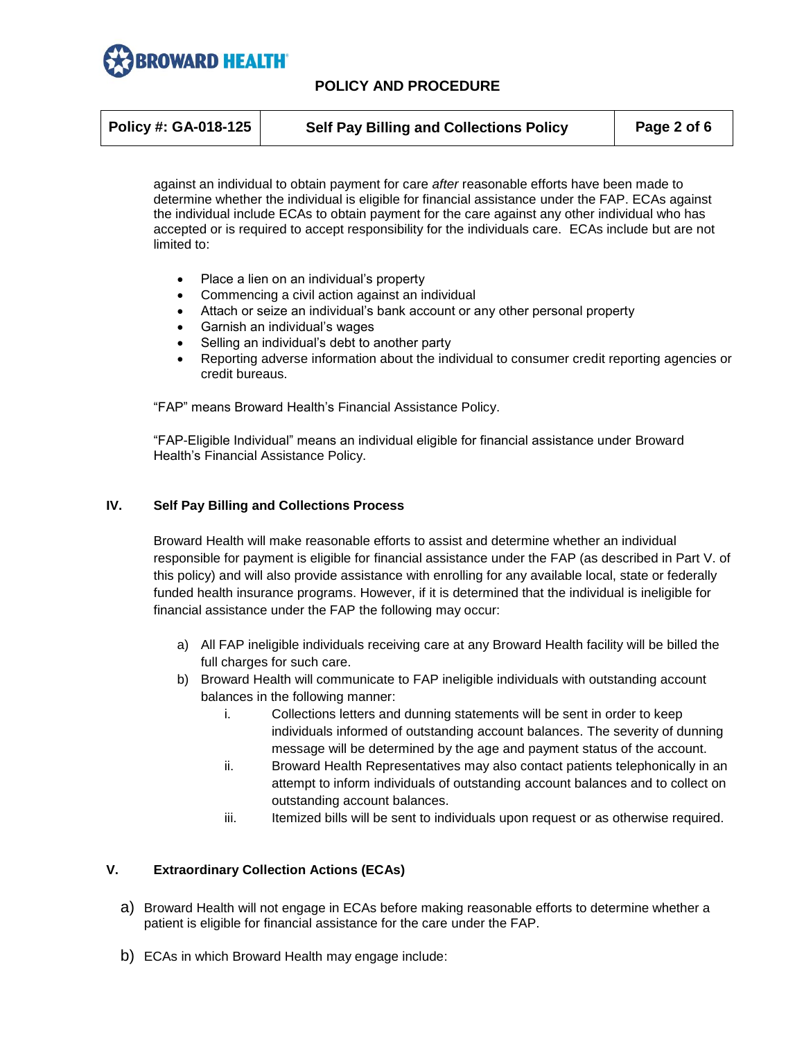against an individual to obtain payment for care *after* reasonable efforts have been made to determine whether the individual is eligible for financial assistance under the FAP. ECAs against the individual include ECAs to obtain payment for the care against any other individual who has accepted or is required to accept responsibility for the individuals care. ECAs include but are not limited to:

- Place a lien on an individual's property
- Commencing a civil action against an individual
- Attach or seize an individual's bank account or any other personal property
- Garnish an individual's wages
- Selling an individual's debt to another party
- Reporting adverse information about the individual to consumer credit reporting agencies or credit bureaus.

"FAP" means Broward Health's Financial Assistance Policy.

"FAP-Eligible Individual" means an individual eligible for financial assistance under Broward Health's Financial Assistance Policy.

## IV. Self Pay Billing and Collections Process

Broward Health will make reasonable efforts to assist and determine whether an individual responsible for payment is eligible for financial assistance under the FAP (as described in Part V. of this policy) and will also provide assistance with enrolling for any available local, state or federally funded health insurance programs. However, if it is determined that the individual is ineligible for financial assistance under the FAP the following may occur:

a) All FAP ineligible individuals receiving care at any Broward Health facility will be billed the full charges for such care.
b) Broward Health will communicate to FAP ineligible individuals with outstanding account balances in the following manner:
    i. Collections letters and dunning statements will be sent in order to keep individuals informed of outstanding account balances. The severity of dunning message will be determined by the age and payment status of the account.
    ii. Broward Health Representatives may also contact patients telephonically in an attempt to inform individuals of outstanding account balances and to collect on outstanding account balances.
    iii. Itemized bills will be sent to individuals upon request or as otherwise required.

## V. Extraordinary Collection Actions (ECAs)

a) Broward Health will not engage in ECAs before making reasonable efforts to determine whether a patient is eligible for financial assistance for the care under the FAP.

b) ECAs in which Broward Health may engage include: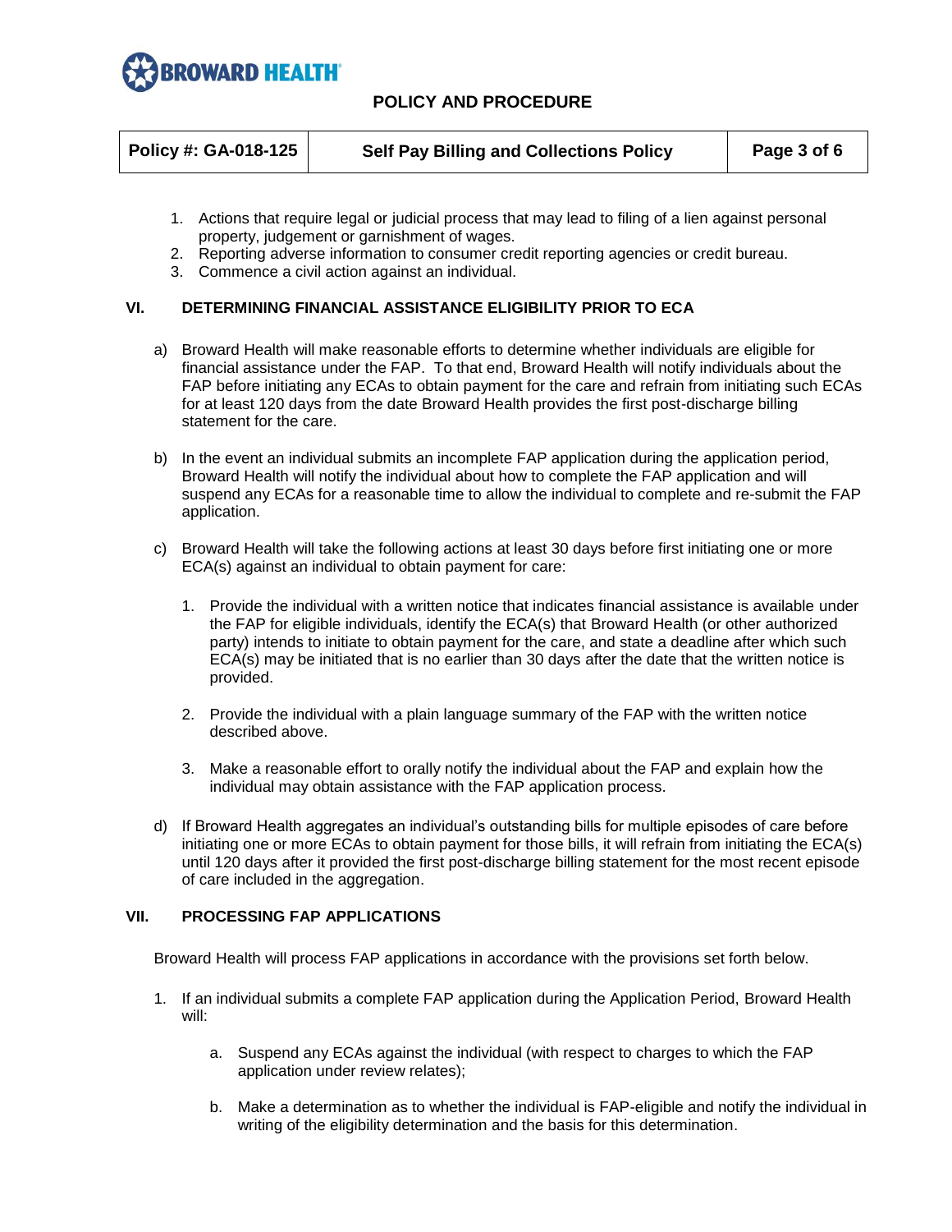1. Actions that require legal or judicial process that may lead to filing of a lien against personal property, judgement or garnishment of wages.
2. Reporting adverse information to consumer credit reporting agencies or credit bureau.
3. Commence a civil action against an individual.

## VI. DETERMINING FINANCIAL ASSISTANCE ELIGIBILITY PRIOR TO ECA

a) Broward Health will make reasonable efforts to determine whether individuals are eligible for financial assistance under the FAP. To that end, Broward Health will notify individuals about the FAP before initiating any ECAs to obtain payment for the care and refrain from initiating such ECAs for at least 120 days from the date Broward Health provides the first post-discharge billing statement for the care.

b) In the event an individual submits an incomplete FAP application during the application period, Broward Health will notify the individual about how to complete the FAP application and will suspend any ECAs for a reasonable time to allow the individual to complete and re-submit the FAP application.

c) Broward Health will take the following actions at least 30 days before first initiating one or more ECA(s) against an individual to obtain payment for care:

   1. Provide the individual with a written notice that indicates financial assistance is available under the FAP for eligible individuals, identify the ECA(s) that Broward Health (or other authorized party) intends to initiate to obtain payment for the care, and state a deadline after which such ECA(s) may be initiated that is no earlier than 30 days after the date that the written notice is provided.

   2. Provide the individual with a plain language summary of the FAP with the written notice described above.

   3. Make a reasonable effort to orally notify the individual about the FAP and explain how the individual may obtain assistance with the FAP application process.

d) If Broward Health aggregates an individual's outstanding bills for multiple episodes of care before initiating one or more ECAs to obtain payment for those bills, it will refrain from initiating the ECA(s) until 120 days after it provided the first post-discharge billing statement for the most recent episode of care included in the aggregation.

## VII. PROCESSING FAP APPLICATIONS

Broward Health will process FAP applications in accordance with the provisions set forth below.

1. If an individual submits a complete FAP application during the Application Period, Broward Health will:

   a. Suspend any ECAs against the individual (with respect to charges to which the FAP application under review relates);

   b. Make a determination as to whether the individual is FAP-eligible and notify the individual in writing of the eligibility determination and the basis for this determination.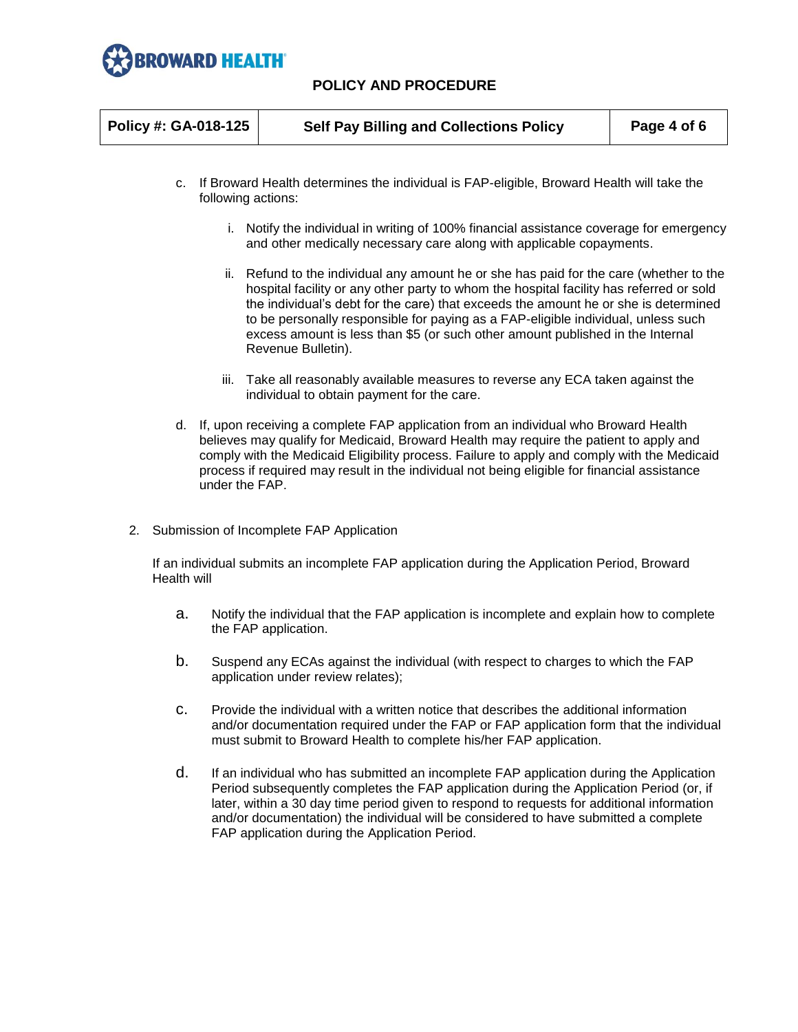c. If Broward Health determines the individual is FAP-eligible, Broward Health will take the following actions:

   i. Notify the individual in writing of 100% financial assistance coverage for emergency and other medically necessary care along with applicable copayments.

   ii. Refund to the individual any amount he or she has paid for the care (whether to the hospital facility or any other party to whom the hospital facility has referred or sold the individual's debt for the care) that exceeds the amount he or she is determined to be personally responsible for paying as a FAP-eligible individual, unless such excess amount is less than $5 (or such other amount published in the Internal Revenue Bulletin).

   iii. Take all reasonably available measures to reverse any ECA taken against the individual to obtain payment for the care.

d. If, upon receiving a complete FAP application from an individual who Broward Health believes may qualify for Medicaid, Broward Health may require the patient to apply and comply with the Medicaid Eligibility process. Failure to apply and comply with the Medicaid process if required may result in the individual not being eligible for financial assistance under the FAP.

2. Submission of Incomplete FAP Application

   If an individual submits an incomplete FAP application during the Application Period, Broward Health will

   a. Notify the individual that the FAP application is incomplete and explain how to complete the FAP application.

   b. Suspend any ECAs against the individual (with respect to charges to which the FAP application under review relates);

   c. Provide the individual with a written notice that describes the additional information and/or documentation required under the FAP or FAP application form that the individual must submit to Broward Health to complete his/her FAP application.

   d. If an individual who has submitted an incomplete FAP application during the Application Period subsequently completes the FAP application during the Application Period (or, if later, within a 30 day time period given to respond to requests for additional information and/or documentation) the individual will be considered to have submitted a complete FAP application during the Application Period.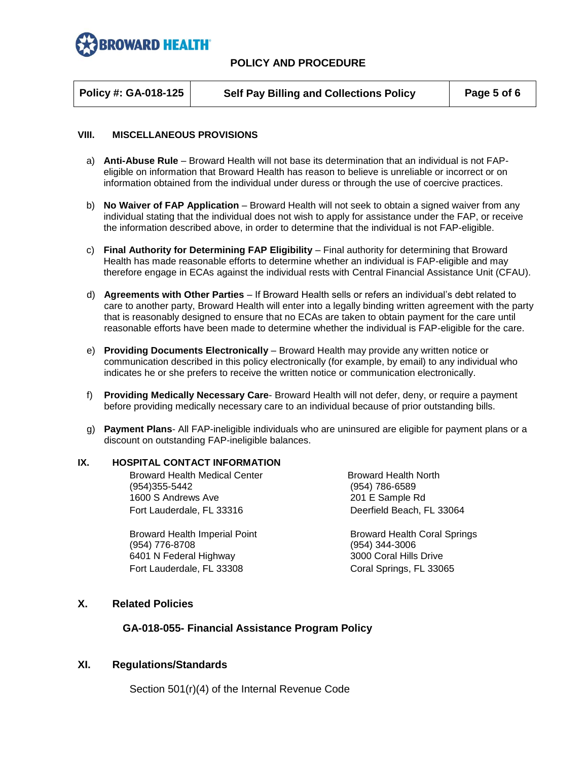## VIII. MISCELLANEOUS PROVISIONS

a) **Anti-Abuse Rule** – Broward Health will not base its determination that an individual is not FAP-eligible on information that Broward Health has reason to believe is unreliable or incorrect or on information obtained from the individual under duress or through the use of coercive practices.

b) **No Waiver of FAP Application** – Broward Health will not seek to obtain a signed waiver from any individual stating that the individual does not wish to apply for assistance under the FAP, or receive the information described above, in order to determine that the individual is not FAP-eligible.

c) **Final Authority for Determining FAP Eligibility** – Final authority for determining that Broward Health has made reasonable efforts to determine whether an individual is FAP-eligible and may therefore engage in ECAs against the individual rests with Central Financial Assistance Unit (CFAU).

d) **Agreements with Other Parties** – If Broward Health sells or refers an individual's debt related to care to another party, Broward Health will enter into a legally binding written agreement with the party that is reasonably designed to ensure that no ECAs are taken to obtain payment for the care until reasonable efforts have been made to determine whether the individual is FAP-eligible for the care.

e) **Providing Documents Electronically** – Broward Health may provide any written notice or communication described in this policy electronically (for example, by email) to any individual who indicates he or she prefers to receive the written notice or communication electronically.

f) **Providing Medically Necessary Care**- Broward Health will not defer, deny, or require a payment before providing medically necessary care to an individual because of prior outstanding bills.

g) **Payment Plans**- All FAP-ineligible individuals who are uninsured are eligible for payment plans or a discount on outstanding FAP-ineligible balances.

## IX. HOSPITAL CONTACT INFORMATION

Broward Health Medical Center
(954)355-5442
1600 S Andrews Ave
Fort Lauderdale, FL 33316

Broward Health North
(954) 786-6589
201 E Sample Rd
Deerfield Beach, FL 33064

Broward Health Imperial Point
(954) 776-8708
6401 N Federal Highway
Fort Lauderdale, FL 33308

Broward Health Coral Springs
(954) 344-3006
3000 Coral Hills Drive
Coral Springs, FL 33065

## X. Related Policies

**GA-018-055- Financial Assistance Program Policy**

## XI. Regulations/Standards

Section 501(r)(4) of the Internal Revenue Code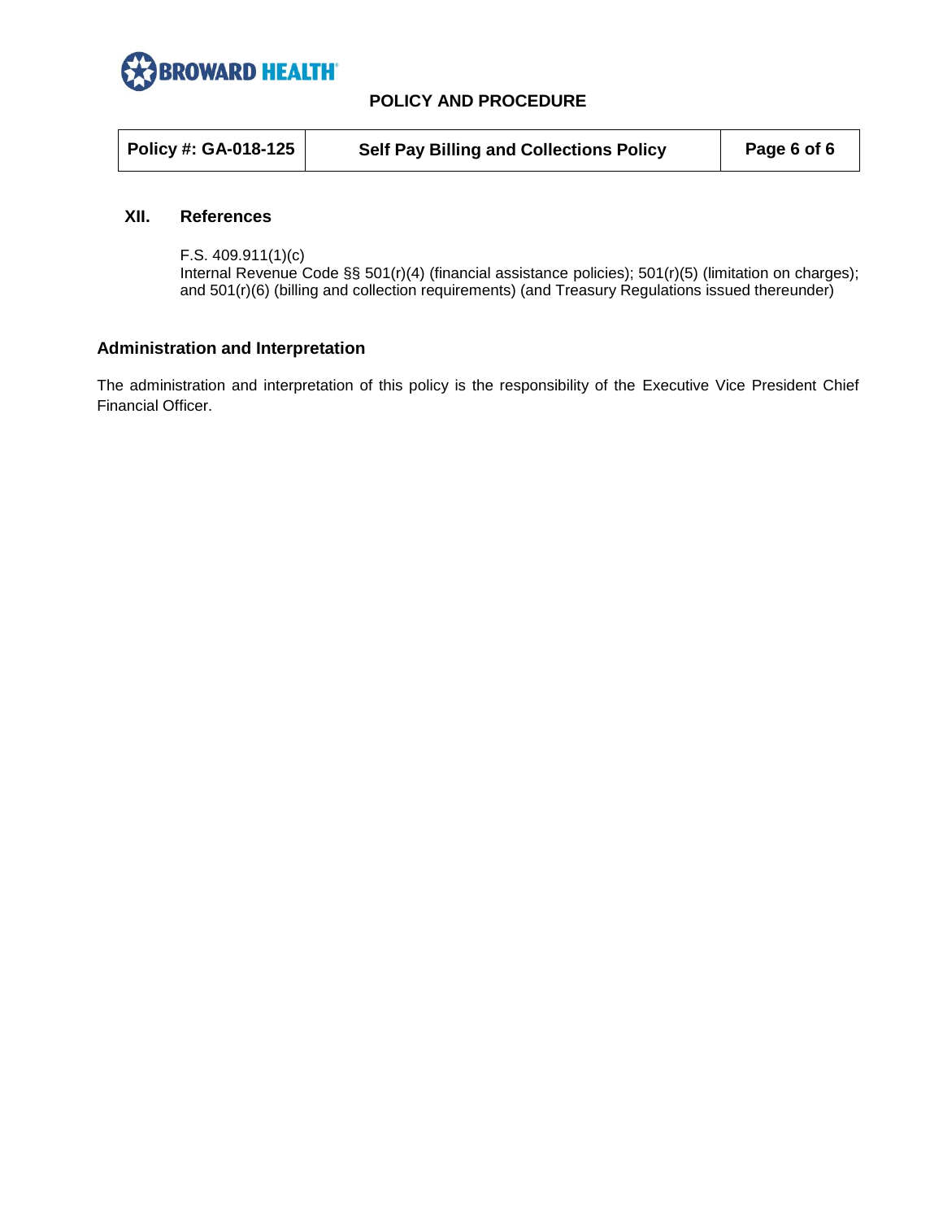## XII. References

F.S. 409.911(1)(c)
Internal Revenue Code §§ 501(r)(4) (financial assistance policies); 501(r)(5) (limitation on charges); and 501(r)(6) (billing and collection requirements) (and Treasury Regulations issued thereunder)

## Administration and Interpretation

The administration and interpretation of this policy is the responsibility of the Executive Vice President Chief Financial Officer.